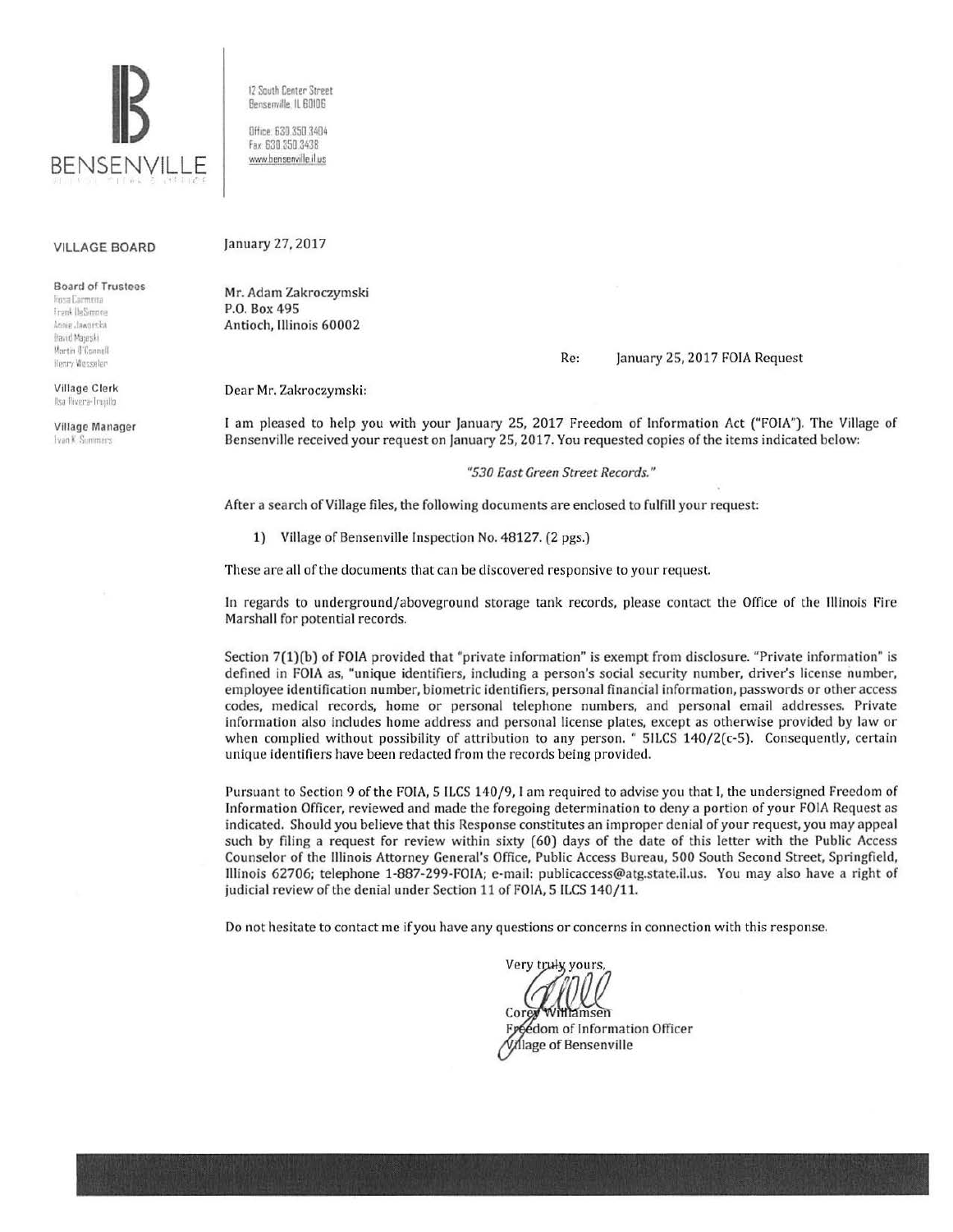# BENSENVILLE

12 South Center Street
Bensenville, IL 60106

Office: 630.350.3404
Fax: 630.350.3438
www.bensenville.il.us

**VILLAGE BOARD**

**Board of Trustees**
Rosa Carmona
Frank DeSimone
Annie Jaworska
David Majeski
Martin O'Connell
Henry Wesseler

**Village Clerk**
Ilsa Rivera-Trujillo

**Village Manager**
Evan K. Summers

January 27, 2017

Mr. Adam Zakroczymski
P.O. Box 495
Antioch, Illinois 60002

Re: January 25, 2017 FOIA Request

Dear Mr. Zakroczymski:

I am pleased to help you with your January 25, 2017 Freedom of Information Act ("FOIA"). The Village of Bensenville received your request on January 25, 2017. You requested copies of the items indicated below:

*"530 East Green Street Records."*

After a search of Village files, the following documents are enclosed to fulfill your request:

1) Village of Bensenville Inspection No. 48127. (2 pgs.)

These are all of the documents that can be discovered responsive to your request.

In regards to underground/aboveground storage tank records, please contact the Office of the Illinois Fire Marshall for potential records.

Section 7(1)(b) of FOIA provided that "private information" is exempt from disclosure. "Private information" is defined in FOIA as, "unique identifiers, including a person's social security number, driver's license number, employee identification number, biometric identifiers, personal financial information, passwords or other access codes, medical records, home or personal telephone numbers, and personal email addresses. Private information also includes home address and personal license plates, except as otherwise provided by law or when complied without possibility of attribution to any person. " 5ILCS 140/2(c-5). Consequently, certain unique identifiers have been redacted from the records being provided.

Pursuant to Section 9 of the FOIA, 5 ILCS 140/9, I am required to advise you that I, the undersigned Freedom of Information Officer, reviewed and made the foregoing determination to deny a portion of your FOIA Request as indicated. Should you believe that this Response constitutes an improper denial of your request, you may appeal such by filing a request for review within sixty (60) days of the date of this letter with the Public Access Counselor of the Illinois Attorney General's Office, Public Access Bureau, 500 South Second Street, Springfield, Illinois 62706; telephone 1-887-299-FOIA; e-mail: publicaccess@atg.state.il.us. You may also have a right of judicial review of the denial under Section 11 of FOIA, 5 ILCS 140/11.

Do not hesitate to contact me if you have any questions or concerns in connection with this response.

Very truly yours,

Corey Williamsen
Freedom of Information Officer
Village of Bensenville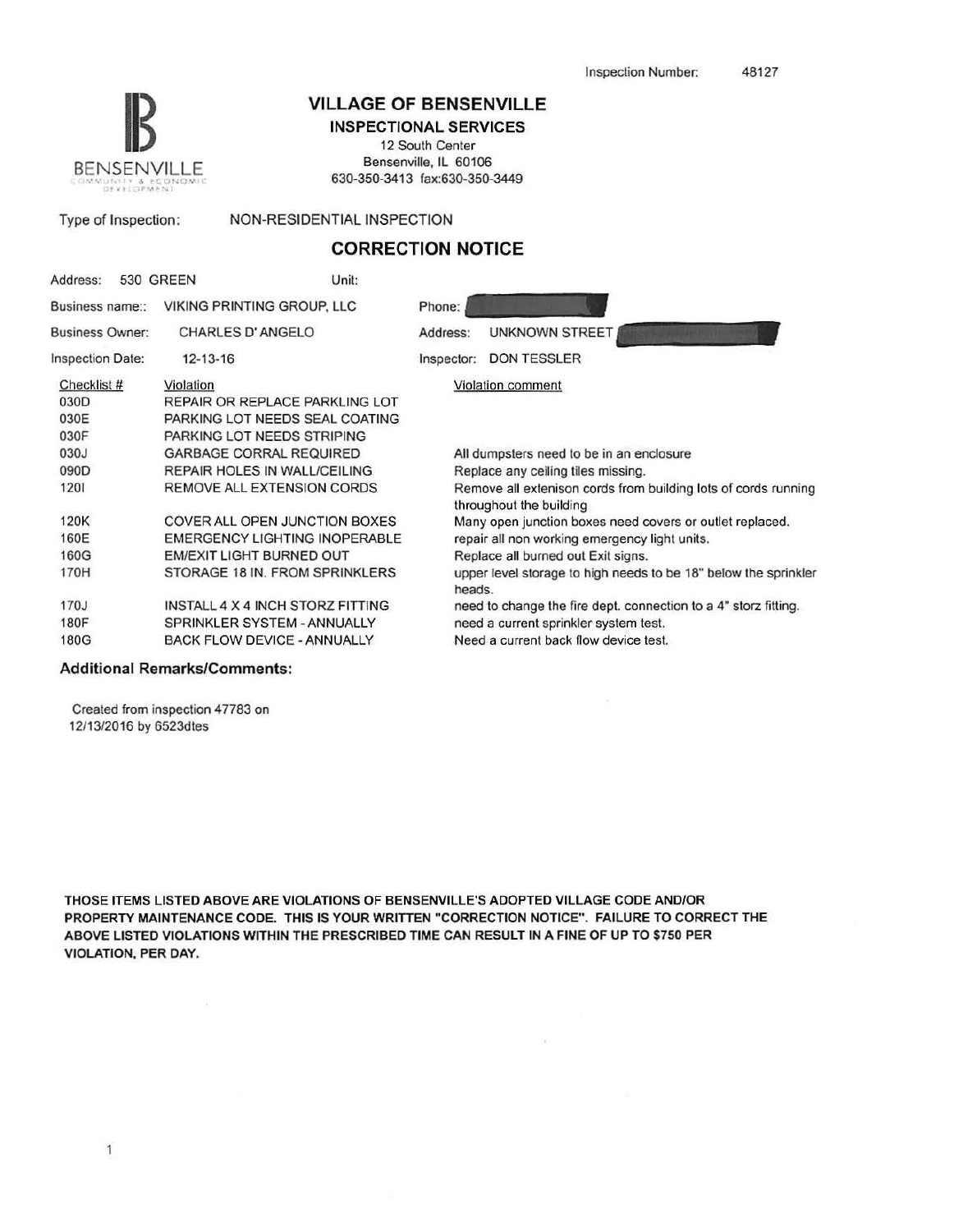Inspection Number: 48127

# VILLAGE OF BENSENVILLE

## INSPECTIONAL SERVICES

12 South Center
Bensenville, IL 60106
630-350-3413 fax:630-350-3449

BENSENVILLE COMMUNITY & ECONOMIC DEVELOPMENT

Type of Inspection: NON-RESIDENTIAL INSPECTION

## CORRECTION NOTICE

Address: 530 GREEN Unit:

Business name:: VIKING PRINTING GROUP, LLC

Phone:

Business Owner: CHARLES D' ANGELO

Address: UNKNOWN STREET

Inspection Date: 12-13-16

Inspector: DON TESSLER

| Checklist # | Violation | Violation comment |
|---|---|---|
| 030D | REPAIR OR REPLACE PARKLING LOT | |
| 030E | PARKING LOT NEEDS SEAL COATING | |
| 030F | PARKING LOT NEEDS STRIPING | |
| 030J | GARBAGE CORRAL REQUIRED | All dumpsters need to be in an enclosure |
| 090D | REPAIR HOLES IN WALL/CEILING | Replace any ceiling tiles missing. |
| 120I | REMOVE ALL EXTENSION CORDS | Remove all extenison cords from building lots of cords running throughout the building |
| 120K | COVER ALL OPEN JUNCTION BOXES | Many open junction boxes need covers or outlet replaced. |
| 160E | EMERGENCY LIGHTING INOPERABLE | repair all non working emergency light units. |
| 160G | EM/EXIT LIGHT BURNED OUT | Replace all burned out Exit signs. |
| 170H | STORAGE 18 IN. FROM SPRINKLERS | upper level storage to high needs to be 18" below the sprinkler heads. |
| 170J | INSTALL 4 X 4 INCH STORZ FITTING | need to change the fire dept. connection to a 4" storz fitting. |
| 180F | SPRINKLER SYSTEM - ANNUALLY | need a current sprinkler system test. |
| 180G | BACK FLOW DEVICE - ANNUALLY | Need a current back flow device test. |

### Additional Remarks/Comments:

Created from inspection 47783 on 12/13/2016 by 6523dtes

**THOSE ITEMS LISTED ABOVE ARE VIOLATIONS OF BENSENVILLE'S ADOPTED VILLAGE CODE AND/OR PROPERTY MAINTENANCE CODE. THIS IS YOUR WRITTEN "CORRECTION NOTICE". FAILURE TO CORRECT THE ABOVE LISTED VIOLATIONS WITHIN THE PRESCRIBED TIME CAN RESULT IN A FINE OF UP TO $750 PER VIOLATION, PER DAY.**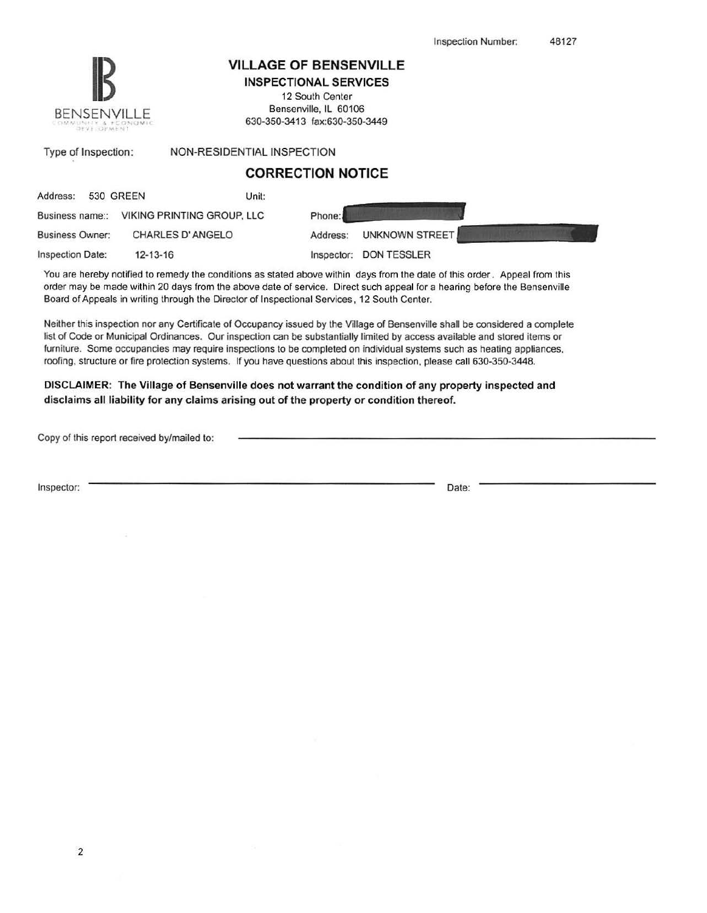Inspection Number: 48127

BENSENVILLE
COMMUNITY & ECONOMIC DEVELOPMENT

## VILLAGE OF BENSENVILLE

### INSPECTIONAL SERVICES

12 South Center
Bensenville, IL 60106
630-350-3413 fax:630-350-3449

Type of Inspection: NON-RESIDENTIAL INSPECTION

### CORRECTION NOTICE

| | | | |
|---|---|---|---|
| Address: | 530 GREEN | Unit: | |
| Business name:: | VIKING PRINTING GROUP, LLC | Phone: | |
| Business Owner: | CHARLES D'ANGELO | Address: | UNKNOWN STREET |
| Inspection Date: | 12-13-16 | Inspector: | DON TESSLER |

You are hereby notified to remedy the conditions as stated above within days from the date of this order. Appeal from this order may be made within 20 days from the above date of service. Direct such appeal for a hearing before the Bensenville Board of Appeals in writing through the Director of Inspectional Services, 12 South Center.

Neither this inspection nor any Certificate of Occupancy issued by the Village of Bensenville shall be considered a complete list of Code or Municipal Ordinances. Our inspection can be substantially limited by access available and stored items or furniture. Some occupancies may require inspections to be completed on individual systems such as heating appliances, roofing, structure or fire protection systems. If you have questions about this inspection, please call 630-350-3448.

**DISCLAIMER: The Village of Bensenville does not warrant the condition of any property inspected and disclaims all liability for any claims arising out of the property or condition thereof.**

Copy of this report received by/mailed to: ______________________________

Inspector: ______________________________ Date: ______________________________